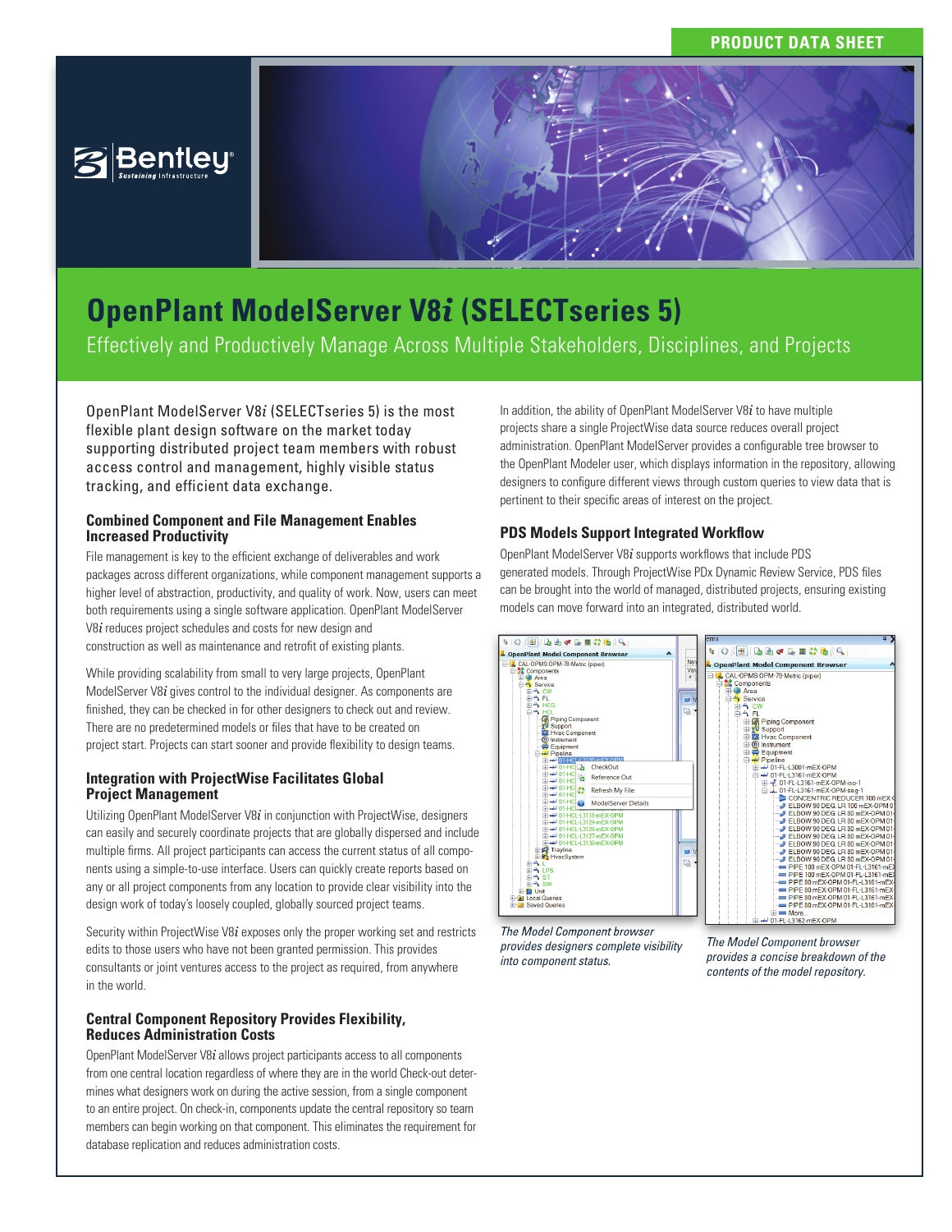PRODUCT DATA SHEET

# OpenPlant ModelServer V8*i* (SELECTseries 5)

Effectively and Productively Manage Across Multiple Stakeholders, Disciplines, and Projects

OpenPlant ModelServer V8*i* (SELECTseries 5) is the most flexible plant design software on the market today supporting distributed project team members with robust access control and management, highly visible status tracking, and efficient data exchange.

### Combined Component and File Management Enables Increased Productivity

File management is key to the efficient exchange of deliverables and work packages across different organizations, while component management supports a higher level of abstraction, productivity, and quality of work. Now, users can meet both requirements using a single software application. OpenPlant ModelServer V8*i* reduces project schedules and costs for new design and construction as well as maintenance and retrofit of existing plants.

While providing scalability from small to very large projects, OpenPlant ModelServer V8*i* gives control to the individual designer. As components are finished, they can be checked in for other designers to check out and review. There are no predetermined models or files that have to be created on project start. Projects can start sooner and provide flexibility to design teams.

### Integration with ProjectWise Facilitates Global Project Management

Utilizing OpenPlant ModelServer V8*i* in conjunction with ProjectWise, designers can easily and securely coordinate projects that are globally dispersed and include multiple firms. All project participants can access the current status of all components using a simple-to-use interface. Users can quickly create reports based on any or all project components from any location to provide clear visibility into the design work of today's loosely coupled, globally sourced project teams.

Security within ProjectWise V8*i* exposes only the proper working set and restricts edits to those users who have not been granted permission. This provides consultants or joint ventures access to the project as required, from anywhere in the world.

### Central Component Repository Provides Flexibility, Reduces Administration Costs

OpenPlant ModelServer V8*i* allows project participants access to all components from one central location regardless of where they are in the world Check-out determines what designers work on during the active session, from a single component to an entire project. On check-in, components update the central repository so team members can begin working on that component. This eliminates the requirement for database replication and reduces administration costs.

In addition, the ability of OpenPlant ModelServer V8*i* to have multiple projects share a single ProjectWise data source reduces overall project administration. OpenPlant ModelServer provides a configurable tree browser to the OpenPlant Modeler user, which displays information in the repository, allowing designers to configure different views through custom queries to view data that is pertinent to their specific areas of interest on the project.

### PDS Models Support Integrated Workflow

OpenPlant ModelServer V8*i* supports workflows that include PDS generated models. Through ProjectWise PDx Dynamic Review Service, PDS files can be brought into the world of managed, distributed projects, ensuring existing models can move forward into an integrated, distributed world.

*The Model Component browser provides designers complete visibility into component status.*

*The Model Component browser provides a concise breakdown of the contents of the model repository.*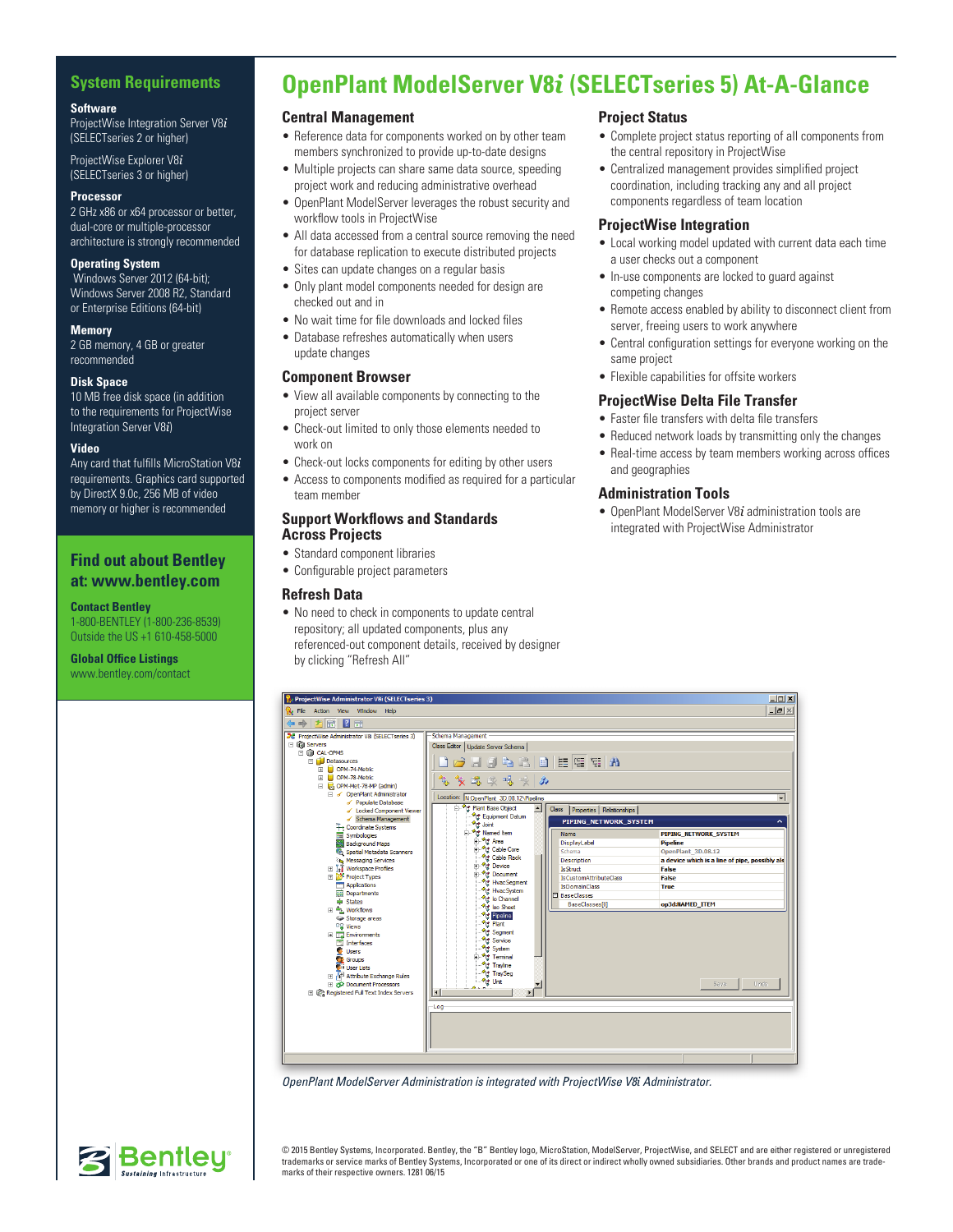# OpenPlant ModelServer V8*i* (SELECTseries 5) At-A-Glance

## Central Management

- Reference data for components worked on by other team members synchronized to provide up-to-date designs
- Multiple projects can share same data source, speeding project work and reducing administrative overhead
- OpenPlant ModelServer leverages the robust security and workflow tools in ProjectWise
- All data accessed from a central source removing the need for database replication to execute distributed projects
- Sites can update changes on a regular basis
- Only plant model components needed for design are checked out and in
- No wait time for file downloads and locked files
- Database refreshes automatically when users update changes

## Component Browser

- View all available components by connecting to the project server
- Check-out limited to only those elements needed to work on
- Check-out locks components for editing by other users
- Access to components modified as required for a particular team member

## Support Workflows and Standards Across Projects

- Standard component libraries
- Configurable project parameters

## Refresh Data

- No need to check in components to update central repository; all updated components, plus any referenced-out component details, received by designer by clicking "Refresh All"

## Project Status

- Complete project status reporting of all components from the central repository in ProjectWise
- Centralized management provides simplified project coordination, including tracking any and all project components regardless of team location

## ProjectWise Integration

- Local working model updated with current data each time a user checks out a component
- In-use components are locked to guard against competing changes
- Remote access enabled by ability to disconnect client from server, freeing users to work anywhere
- Central configuration settings for everyone working on the same project
- Flexible capabilities for offsite workers

## ProjectWise Delta File Transfer

- Faster file transfers with delta file transfers
- Reduced network loads by transmitting only the changes
- Real-time access by team members working across offices and geographies

## Administration Tools

- OpenPlant ModelServer V8*i* administration tools are integrated with ProjectWise Administrator

*OpenPlant ModelServer Administration is integrated with ProjectWise V8i Administrator.*

## System Requirements

### Software

ProjectWise Integration Server V8*i* (SELECTseries 2 or higher)

ProjectWise Explorer V8*i* (SELECTseries 3 or higher)

### Processor

2 GHz x86 or x64 processor or better, dual-core or multiple-processor architecture is strongly recommended

### Operating System

Windows Server 2012 (64-bit); Windows Server 2008 R2, Standard or Enterprise Editions (64-bit)

### Memory

2 GB memory, 4 GB or greater recommended

### Disk Space

10 MB free disk space (in addition to the requirements for ProjectWise Integration Server V8*i*)

### Video

Any card that fulfills MicroStation V8*i* requirements. Graphics card supported by DirectX 9.0c, 256 MB of video memory or higher is recommended

## Find out about Bentley at: www.bentley.com

**Contact Bentley**
1-800-BENTLEY (1-800-236-8539)
Outside the US +1 610-458-5000

**Global Office Listings**
www.bentley.com/contact

© 2015 Bentley Systems, Incorporated. Bentley, the "B" Bentley logo, MicroStation, ModelServer, ProjectWise, and SELECT are either registered or unregistered trademarks or service marks of Bentley Systems, Incorporated or one of its direct or indirect wholly owned subsidiaries. Other brands and product names are trademarks of their respective owners. 1281 06/15